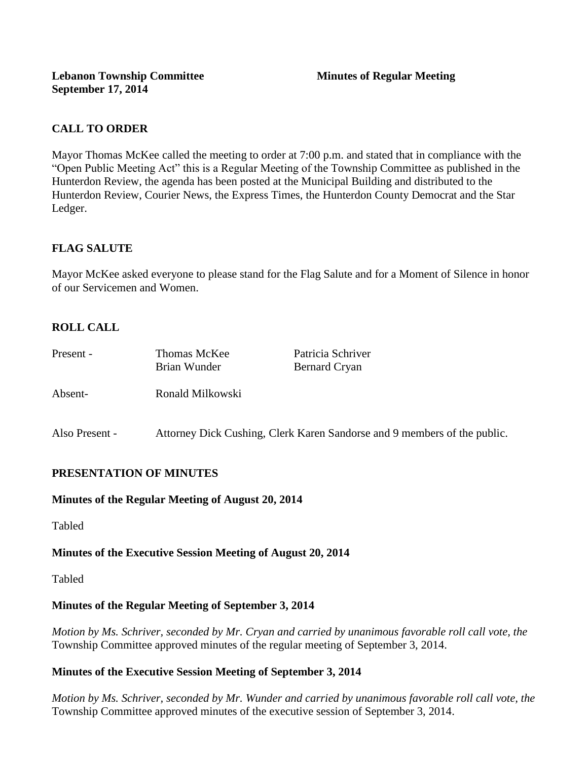**Lebanon Township Committee** **Minutes of Regular Meeting**
**September 17, 2014**

## CALL TO ORDER

Mayor Thomas McKee called the meeting to order at 7:00 p.m. and stated that in compliance with the "Open Public Meeting Act" this is a Regular Meeting of the Township Committee as published in the Hunterdon Review, the agenda has been posted at the Municipal Building and distributed to the Hunterdon Review, Courier News, the Express Times, the Hunterdon County Democrat and the Star Ledger.

## FLAG SALUTE

Mayor McKee asked everyone to please stand for the Flag Salute and for a Moment of Silence in honor of our Servicemen and Women.

## ROLL CALL

| | | |
|---|---|---|
| Present - | Thomas McKee | Patricia Schriver |
| | Brian Wunder | Bernard Cryan |
| Absent- | Ronald Milkowski | |

Also Present - Attorney Dick Cushing, Clerk Karen Sandorse and 9 members of the public.

## PRESENTATION OF MINUTES

**Minutes of the Regular Meeting of August 20, 2014**

Tabled

**Minutes of the Executive Session Meeting of August 20, 2014**

Tabled

**Minutes of the Regular Meeting of September 3, 2014**

*Motion by Ms. Schriver, seconded by Mr. Cryan and carried by unanimous favorable roll call vote, the* Township Committee approved minutes of the regular meeting of September 3, 2014.

**Minutes of the Executive Session Meeting of September 3, 2014**

*Motion by Ms. Schriver, seconded by Mr. Wunder and carried by unanimous favorable roll call vote, the* Township Committee approved minutes of the executive session of September 3, 2014.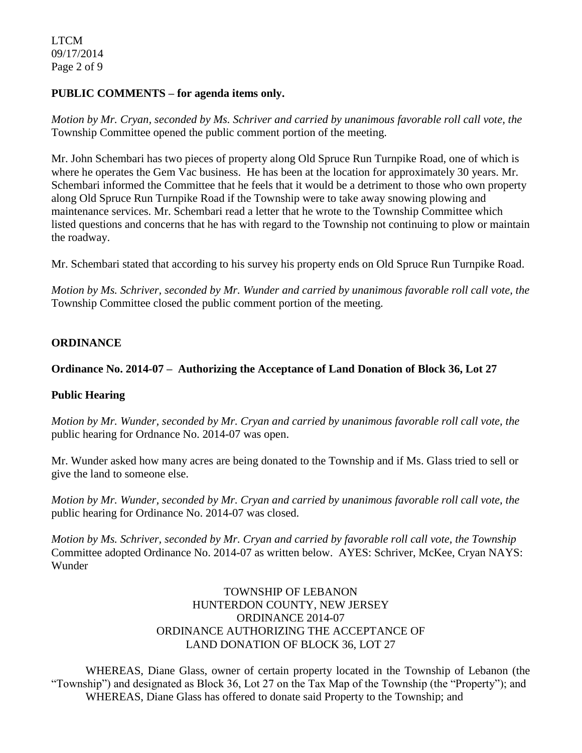**PUBLIC COMMENTS – for agenda items only.**

*Motion by Mr. Cryan, seconded by Ms. Schriver and carried by unanimous favorable roll call vote, the* Township Committee opened the public comment portion of the meeting.

Mr. John Schembari has two pieces of property along Old Spruce Run Turnpike Road, one of which is where he operates the Gem Vac business. He has been at the location for approximately 30 years. Mr. Schembari informed the Committee that he feels that it would be a detriment to those who own property along Old Spruce Run Turnpike Road if the Township were to take away snowing plowing and maintenance services. Mr. Schembari read a letter that he wrote to the Township Committee which listed questions and concerns that he has with regard to the Township not continuing to plow or maintain the roadway.

Mr. Schembari stated that according to his survey his property ends on Old Spruce Run Turnpike Road.

*Motion by Ms. Schriver, seconded by Mr. Wunder and carried by unanimous favorable roll call vote, the* Township Committee closed the public comment portion of the meeting.

**ORDINANCE**

**Ordinance No. 2014-07 – Authorizing the Acceptance of Land Donation of Block 36, Lot 27**

**Public Hearing**

*Motion by Mr. Wunder, seconded by Mr. Cryan and carried by unanimous favorable roll call vote, the* public hearing for Ordnance No. 2014-07 was open.

Mr. Wunder asked how many acres are being donated to the Township and if Ms. Glass tried to sell or give the land to someone else.

*Motion by Mr. Wunder, seconded by Mr. Cryan and carried by unanimous favorable roll call vote, the* public hearing for Ordinance No. 2014-07 was closed.

*Motion by Ms. Schriver, seconded by Mr. Cryan and carried by favorable roll call vote, the Township* Committee adopted Ordinance No. 2014-07 as written below. AYES: Schriver, McKee, Cryan NAYS: Wunder

TOWNSHIP OF LEBANON
HUNTERDON COUNTY, NEW JERSEY
ORDINANCE 2014-07
ORDINANCE AUTHORIZING THE ACCEPTANCE OF
LAND DONATION OF BLOCK 36, LOT 27

WHEREAS, Diane Glass, owner of certain property located in the Township of Lebanon (the "Township") and designated as Block 36, Lot 27 on the Tax Map of the Township (the "Property"); and

WHEREAS, Diane Glass has offered to donate said Property to the Township; and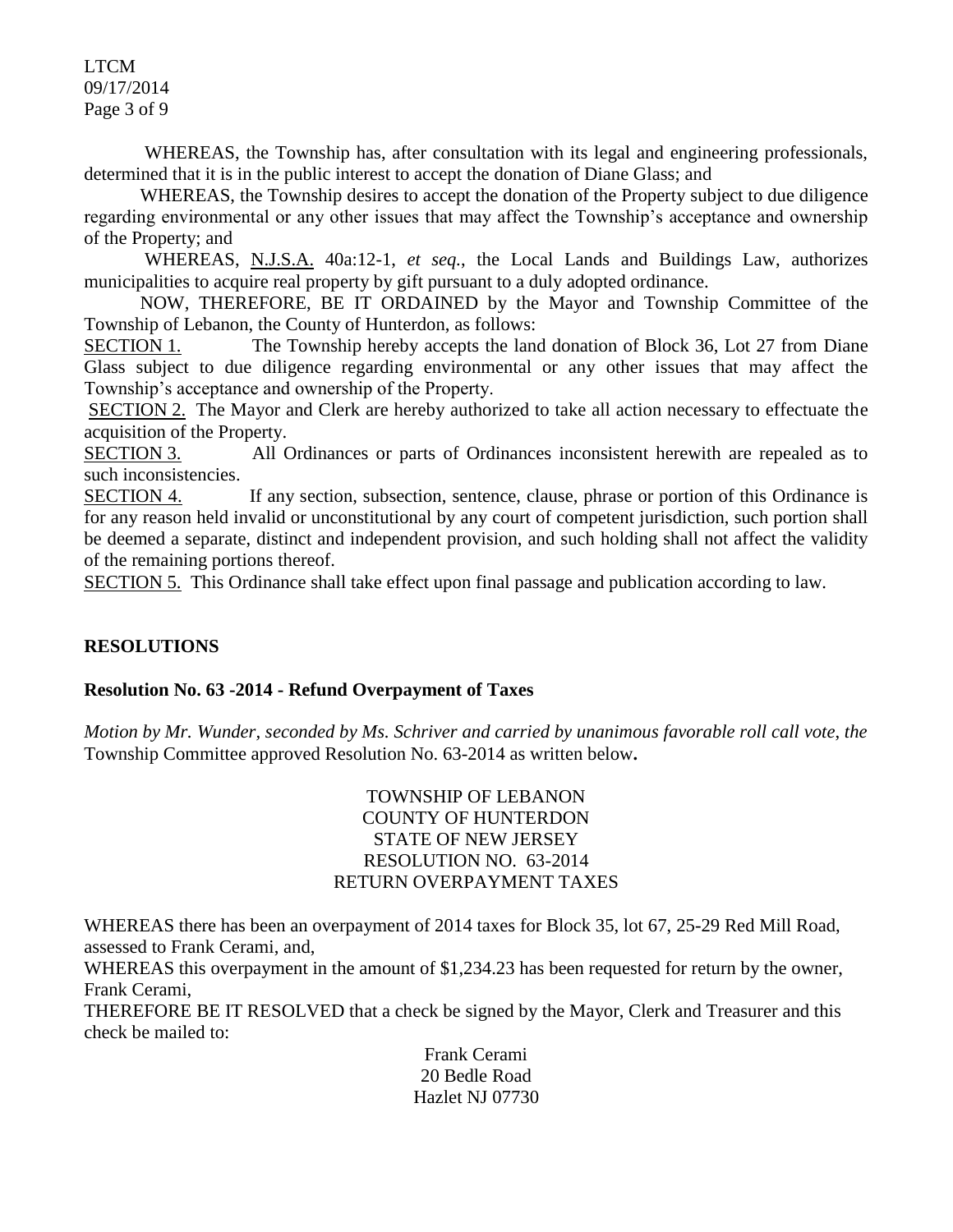WHEREAS, the Township has, after consultation with its legal and engineering professionals, determined that it is in the public interest to accept the donation of Diane Glass; and

WHEREAS, the Township desires to accept the donation of the Property subject to due diligence regarding environmental or any other issues that may affect the Township's acceptance and ownership of the Property; and

WHEREAS, N.J.S.A. 40a:12-1, *et seq.*, the Local Lands and Buildings Law, authorizes municipalities to acquire real property by gift pursuant to a duly adopted ordinance.

NOW, THEREFORE, BE IT ORDAINED by the Mayor and Township Committee of the Township of Lebanon, the County of Hunterdon, as follows:

SECTION 1. The Township hereby accepts the land donation of Block 36, Lot 27 from Diane Glass subject to due diligence regarding environmental or any other issues that may affect the Township's acceptance and ownership of the Property.

SECTION 2. The Mayor and Clerk are hereby authorized to take all action necessary to effectuate the acquisition of the Property.

SECTION 3. All Ordinances or parts of Ordinances inconsistent herewith are repealed as to such inconsistencies.

SECTION 4. If any section, subsection, sentence, clause, phrase or portion of this Ordinance is for any reason held invalid or unconstitutional by any court of competent jurisdiction, such portion shall be deemed a separate, distinct and independent provision, and such holding shall not affect the validity of the remaining portions thereof.

SECTION 5. This Ordinance shall take effect upon final passage and publication according to law.

## RESOLUTIONS

### Resolution No. 63 -2014 - Refund Overpayment of Taxes

*Motion by Mr. Wunder, seconded by Ms. Schriver and carried by unanimous favorable roll call vote, the* Township Committee approved Resolution No. 63-2014 as written below**.**

TOWNSHIP OF LEBANON
COUNTY OF HUNTERDON
STATE OF NEW JERSEY
RESOLUTION NO. 63-2014
RETURN OVERPAYMENT TAXES

WHEREAS there has been an overpayment of 2014 taxes for Block 35, lot 67, 25-29 Red Mill Road, assessed to Frank Cerami, and,

WHEREAS this overpayment in the amount of $1,234.23 has been requested for return by the owner, Frank Cerami,

THEREFORE BE IT RESOLVED that a check be signed by the Mayor, Clerk and Treasurer and this check be mailed to:

Frank Cerami
20 Bedle Road
Hazlet NJ 07730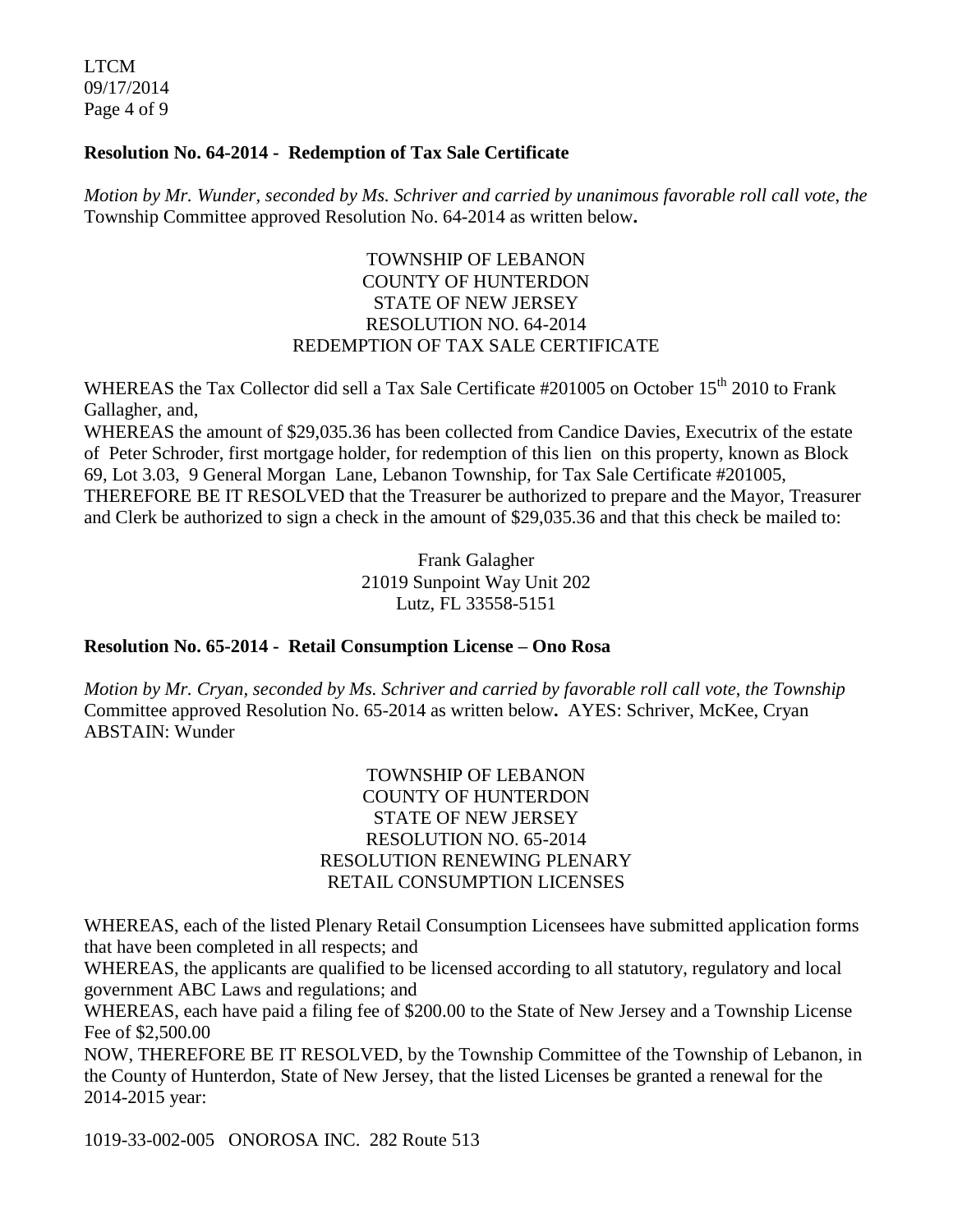**Resolution No. 64-2014 - Redemption of Tax Sale Certificate**

*Motion by Mr. Wunder, seconded by Ms. Schriver and carried by unanimous favorable roll call vote, the* Township Committee approved Resolution No. 64-2014 as written below**.**

TOWNSHIP OF LEBANON
COUNTY OF HUNTERDON
STATE OF NEW JERSEY
RESOLUTION NO. 64-2014
REDEMPTION OF TAX SALE CERTIFICATE

WHEREAS the Tax Collector did sell a Tax Sale Certificate #201005 on October 15th 2010 to Frank Gallagher, and,

WHEREAS the amount of $29,035.36 has been collected from Candice Davies, Executrix of the estate of Peter Schroder, first mortgage holder, for redemption of this lien on this property, known as Block 69, Lot 3.03, 9 General Morgan Lane, Lebanon Township, for Tax Sale Certificate #201005,

THEREFORE BE IT RESOLVED that the Treasurer be authorized to prepare and the Mayor, Treasurer and Clerk be authorized to sign a check in the amount of $29,035.36 and that this check be mailed to:

Frank Galagher
21019 Sunpoint Way Unit 202
Lutz, FL 33558-5151

**Resolution No. 65-2014 - Retail Consumption License – Ono Rosa**

*Motion by Mr. Cryan, seconded by Ms. Schriver and carried by favorable roll call vote, the Township* Committee approved Resolution No. 65-2014 as written below**.** AYES: Schriver, McKee, Cryan ABSTAIN: Wunder

TOWNSHIP OF LEBANON
COUNTY OF HUNTERDON
STATE OF NEW JERSEY
RESOLUTION NO. 65-2014
RESOLUTION RENEWING PLENARY
RETAIL CONSUMPTION LICENSES

WHEREAS, each of the listed Plenary Retail Consumption Licensees have submitted application forms that have been completed in all respects; and

WHEREAS, the applicants are qualified to be licensed according to all statutory, regulatory and local government ABC Laws and regulations; and

WHEREAS, each have paid a filing fee of $200.00 to the State of New Jersey and a Township License Fee of $2,500.00

NOW, THEREFORE BE IT RESOLVED, by the Township Committee of the Township of Lebanon, in the County of Hunterdon, State of New Jersey, that the listed Licenses be granted a renewal for the 2014-2015 year:

1019-33-002-005 ONOROSA INC. 282 Route 513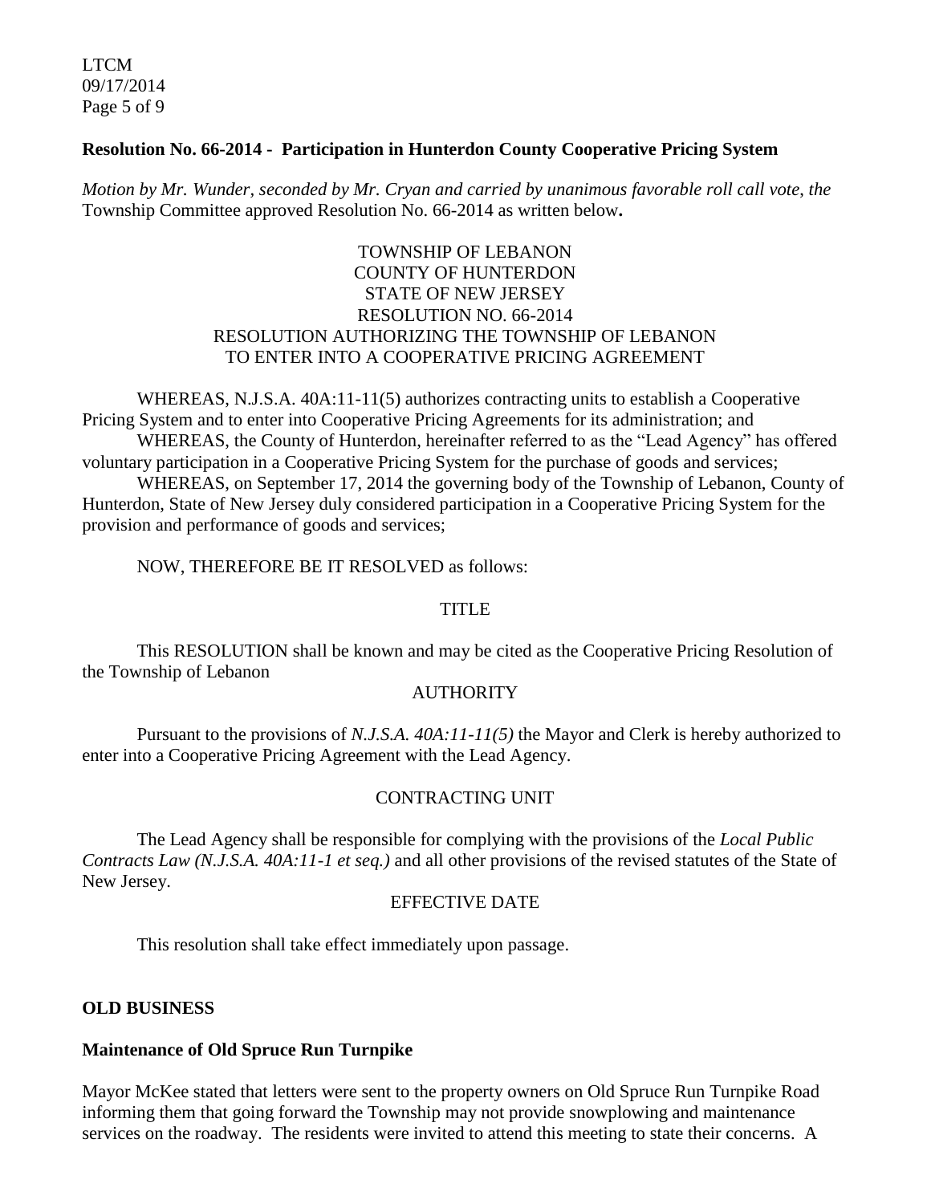**Resolution No. 66-2014 - Participation in Hunterdon County Cooperative Pricing System**

*Motion by Mr. Wunder, seconded by Mr. Cryan and carried by unanimous favorable roll call vote, the* Township Committee approved Resolution No. 66-2014 as written below**.**

TOWNSHIP OF LEBANON
COUNTY OF HUNTERDON
STATE OF NEW JERSEY
RESOLUTION NO. 66-2014
RESOLUTION AUTHORIZING THE TOWNSHIP OF LEBANON
TO ENTER INTO A COOPERATIVE PRICING AGREEMENT

WHEREAS, N.J.S.A. 40A:11-11(5) authorizes contracting units to establish a Cooperative Pricing System and to enter into Cooperative Pricing Agreements for its administration; and

WHEREAS, the County of Hunterdon, hereinafter referred to as the "Lead Agency" has offered voluntary participation in a Cooperative Pricing System for the purchase of goods and services;

WHEREAS, on September 17, 2014 the governing body of the Township of Lebanon, County of Hunterdon, State of New Jersey duly considered participation in a Cooperative Pricing System for the provision and performance of goods and services;

NOW, THEREFORE BE IT RESOLVED as follows:

TITLE

This RESOLUTION shall be known and may be cited as the Cooperative Pricing Resolution of the Township of Lebanon

AUTHORITY

Pursuant to the provisions of *N.J.S.A. 40A:11-11(5)* the Mayor and Clerk is hereby authorized to enter into a Cooperative Pricing Agreement with the Lead Agency.

CONTRACTING UNIT

The Lead Agency shall be responsible for complying with the provisions of the *Local Public Contracts Law (N.J.S.A. 40A:11-1 et seq.)* and all other provisions of the revised statutes of the State of New Jersey.

EFFECTIVE DATE

This resolution shall take effect immediately upon passage.

**OLD BUSINESS**

**Maintenance of Old Spruce Run Turnpike**

Mayor McKee stated that letters were sent to the property owners on Old Spruce Run Turnpike Road informing them that going forward the Township may not provide snowplowing and maintenance services on the roadway. The residents were invited to attend this meeting to state their concerns. A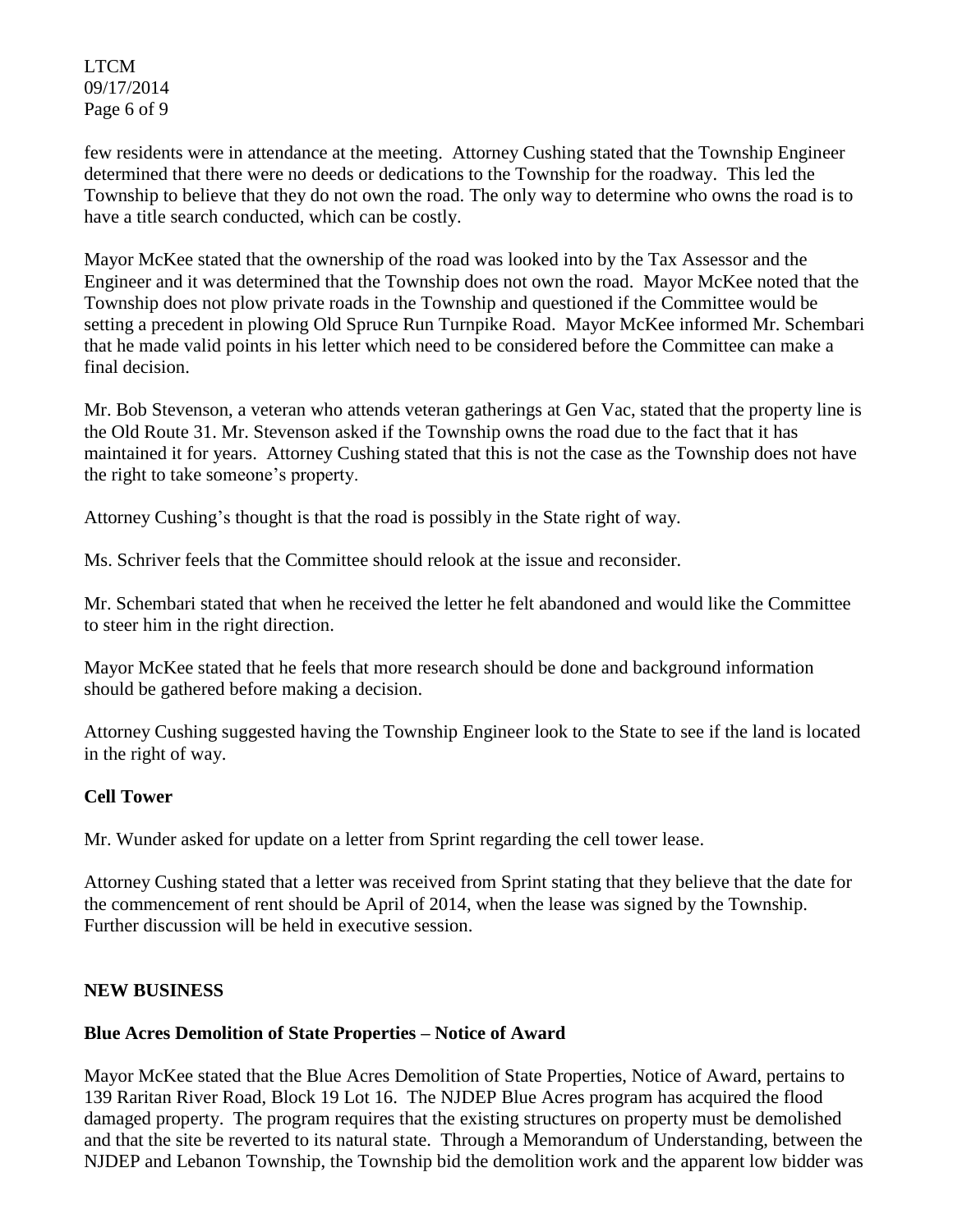few residents were in attendance at the meeting. Attorney Cushing stated that the Township Engineer determined that there were no deeds or dedications to the Township for the roadway. This led the Township to believe that they do not own the road. The only way to determine who owns the road is to have a title search conducted, which can be costly.

Mayor McKee stated that the ownership of the road was looked into by the Tax Assessor and the Engineer and it was determined that the Township does not own the road. Mayor McKee noted that the Township does not plow private roads in the Township and questioned if the Committee would be setting a precedent in plowing Old Spruce Run Turnpike Road. Mayor McKee informed Mr. Schembari that he made valid points in his letter which need to be considered before the Committee can make a final decision.

Mr. Bob Stevenson, a veteran who attends veteran gatherings at Gen Vac, stated that the property line is the Old Route 31. Mr. Stevenson asked if the Township owns the road due to the fact that it has maintained it for years. Attorney Cushing stated that this is not the case as the Township does not have the right to take someone's property.

Attorney Cushing's thought is that the road is possibly in the State right of way.

Ms. Schriver feels that the Committee should relook at the issue and reconsider.

Mr. Schembari stated that when he received the letter he felt abandoned and would like the Committee to steer him in the right direction.

Mayor McKee stated that he feels that more research should be done and background information should be gathered before making a decision.

Attorney Cushing suggested having the Township Engineer look to the State to see if the land is located in the right of way.

**Cell Tower**

Mr. Wunder asked for update on a letter from Sprint regarding the cell tower lease.

Attorney Cushing stated that a letter was received from Sprint stating that they believe that the date for the commencement of rent should be April of 2014, when the lease was signed by the Township. Further discussion will be held in executive session.

**NEW BUSINESS**

**Blue Acres Demolition of State Properties – Notice of Award**

Mayor McKee stated that the Blue Acres Demolition of State Properties, Notice of Award, pertains to 139 Raritan River Road, Block 19 Lot 16. The NJDEP Blue Acres program has acquired the flood damaged property. The program requires that the existing structures on property must be demolished and that the site be reverted to its natural state. Through a Memorandum of Understanding, between the NJDEP and Lebanon Township, the Township bid the demolition work and the apparent low bidder was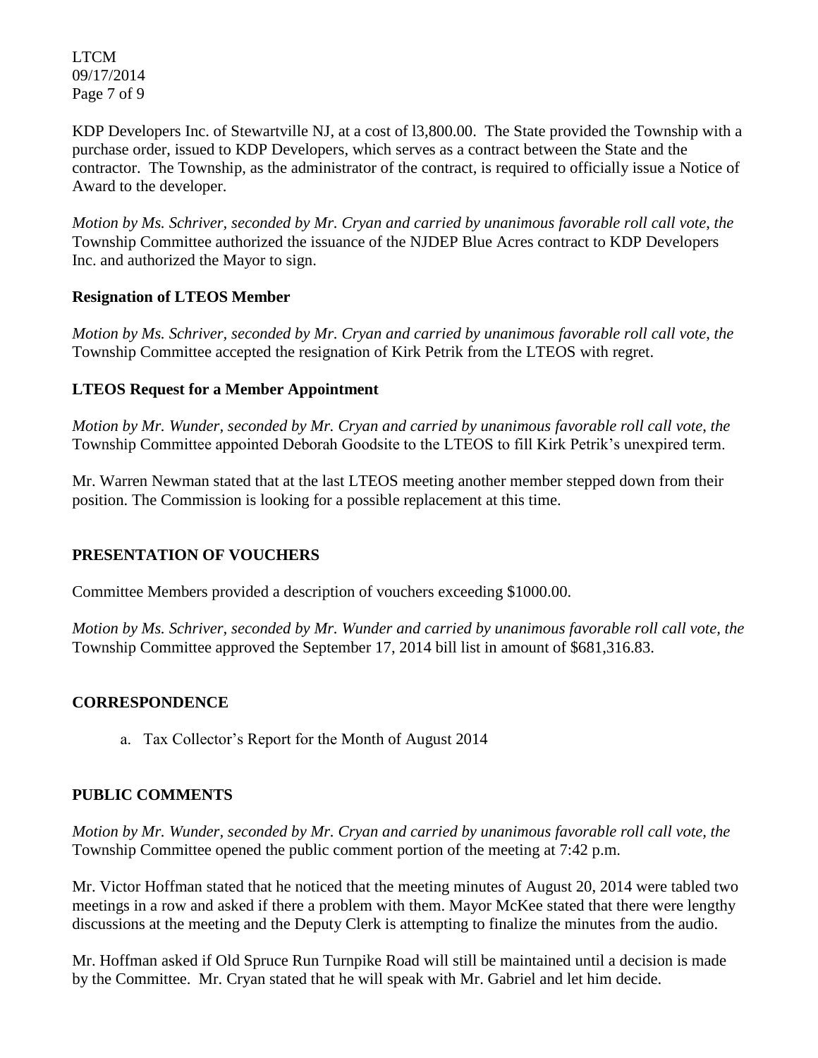KDP Developers Inc. of Stewartville NJ, at a cost of l3,800.00. The State provided the Township with a purchase order, issued to KDP Developers, which serves as a contract between the State and the contractor. The Township, as the administrator of the contract, is required to officially issue a Notice of Award to the developer.

*Motion by Ms. Schriver, seconded by Mr. Cryan and carried by unanimous favorable roll call vote, the* Township Committee authorized the issuance of the NJDEP Blue Acres contract to KDP Developers Inc. and authorized the Mayor to sign.

**Resignation of LTEOS Member**

*Motion by Ms. Schriver, seconded by Mr. Cryan and carried by unanimous favorable roll call vote, the* Township Committee accepted the resignation of Kirk Petrik from the LTEOS with regret.

**LTEOS Request for a Member Appointment**

*Motion by Mr. Wunder, seconded by Mr. Cryan and carried by unanimous favorable roll call vote, the* Township Committee appointed Deborah Goodsite to the LTEOS to fill Kirk Petrik's unexpired term.

Mr. Warren Newman stated that at the last LTEOS meeting another member stepped down from their position. The Commission is looking for a possible replacement at this time.

## PRESENTATION OF VOUCHERS

Committee Members provided a description of vouchers exceeding $1000.00.

*Motion by Ms. Schriver, seconded by Mr. Wunder and carried by unanimous favorable roll call vote, the* Township Committee approved the September 17, 2014 bill list in amount of $681,316.83.

## CORRESPONDENCE

a. Tax Collector's Report for the Month of August 2014

## PUBLIC COMMENTS

*Motion by Mr. Wunder, seconded by Mr. Cryan and carried by unanimous favorable roll call vote, the* Township Committee opened the public comment portion of the meeting at 7:42 p.m.

Mr. Victor Hoffman stated that he noticed that the meeting minutes of August 20, 2014 were tabled two meetings in a row and asked if there a problem with them. Mayor McKee stated that there were lengthy discussions at the meeting and the Deputy Clerk is attempting to finalize the minutes from the audio.

Mr. Hoffman asked if Old Spruce Run Turnpike Road will still be maintained until a decision is made by the Committee. Mr. Cryan stated that he will speak with Mr. Gabriel and let him decide.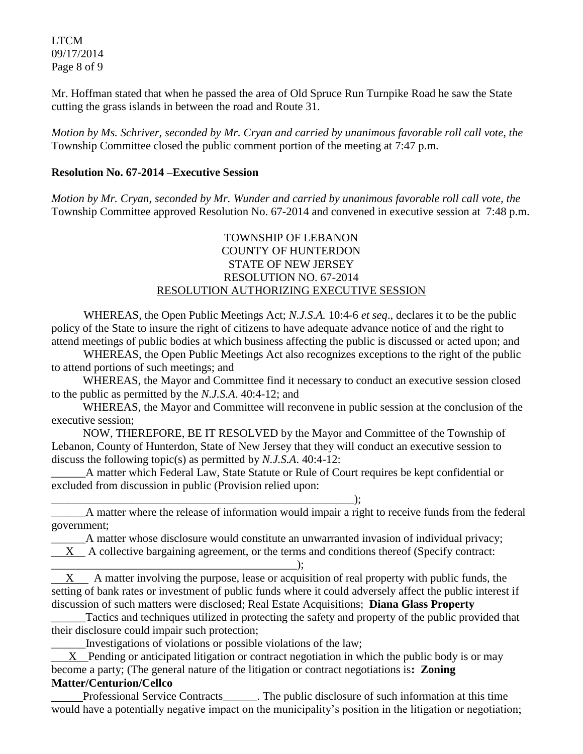Mr. Hoffman stated that when he passed the area of Old Spruce Run Turnpike Road he saw the State cutting the grass islands in between the road and Route 31.

*Motion by Ms. Schriver, seconded by Mr. Cryan and carried by unanimous favorable roll call vote, the* Township Committee closed the public comment portion of the meeting at 7:47 p.m.

**Resolution No. 67-2014 –Executive Session**

*Motion by Mr. Cryan, seconded by Mr. Wunder and carried by unanimous favorable roll call vote, the* Township Committee approved Resolution No. 67-2014 and convened in executive session at 7:48 p.m.

TOWNSHIP OF LEBANON
COUNTY OF HUNTERDON
STATE OF NEW JERSEY
RESOLUTION NO. 67-2014
RESOLUTION AUTHORIZING EXECUTIVE SESSION

WHEREAS, the Open Public Meetings Act; *N.J.S.A.* 10:4-6 *et seq*., declares it to be the public policy of the State to insure the right of citizens to have adequate advance notice of and the right to attend meetings of public bodies at which business affecting the public is discussed or acted upon; and

WHEREAS, the Open Public Meetings Act also recognizes exceptions to the right of the public to attend portions of such meetings; and

WHEREAS, the Mayor and Committee find it necessary to conduct an executive session closed to the public as permitted by the *N.J.S.A*. 40:4-12; and

WHEREAS, the Mayor and Committee will reconvene in public session at the conclusion of the executive session;

NOW, THEREFORE, BE IT RESOLVED by the Mayor and Committee of the Township of Lebanon, County of Hunterdon, State of New Jersey that they will conduct an executive session to discuss the following topic(s) as permitted by *N.J.S.A*. 40:4-12:

______A matter which Federal Law, State Statute or Rule of Court requires be kept confidential or excluded from discussion in public (Provision relied upon: ________________________________________________________);

______A matter where the release of information would impair a right to receive funds from the federal government;

______A matter whose disclosure would constitute an unwarranted invasion of individual privacy;

\_\_X\_\_ A collective bargaining agreement, or the terms and conditions thereof (Specify contract: ___________________________________________);

\_\_X\_\_ A matter involving the purpose, lease or acquisition of real property with public funds, the setting of bank rates or investment of public funds where it could adversely affect the public interest if discussion of such matters were disclosed; Real Estate Acquisitions; **Diana Glass Property**

______Tactics and techniques utilized in protecting the safety and property of the public provided that their disclosure could impair such protection;

______Investigations of violations or possible violations of the law;

\_\_X\_\_ Pending or anticipated litigation or contract negotiation in which the public body is or may become a party; (The general nature of the litigation or contract negotiations is**: Zoning Matter/Centurion/Cellco**

______Professional Service Contracts______. The public disclosure of such information at this time would have a potentially negative impact on the municipality's position in the litigation or negotiation;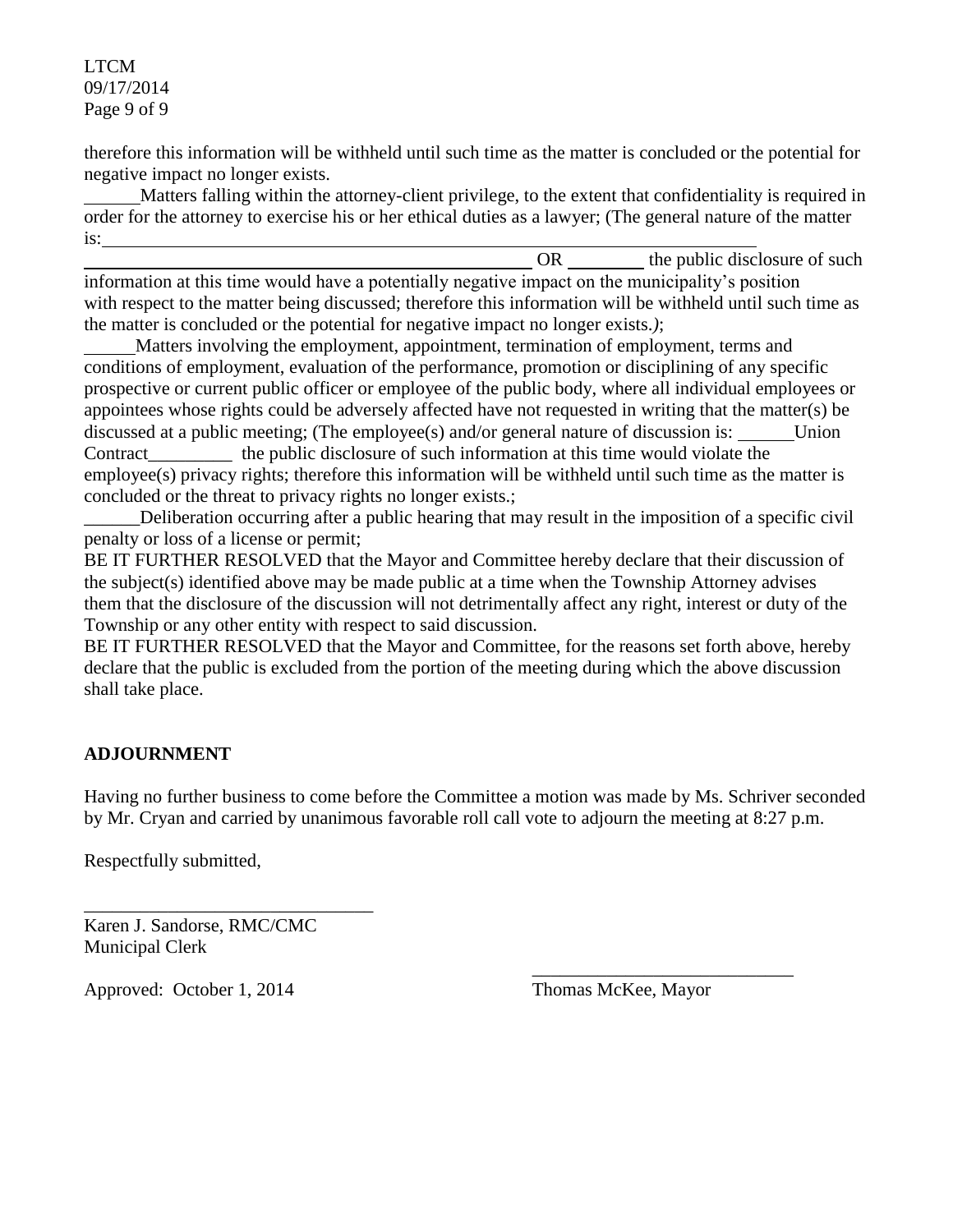therefore this information will be withheld until such time as the matter is concluded or the potential for negative impact no longer exists.

\_\_\_\_\_\_Matters falling within the attorney-client privilege, to the extent that confidentiality is required in order for the attorney to exercise his or her ethical duties as a lawyer; (The general nature of the matter is: \_\_\_\_\_\_\_\_\_\_\_\_\_\_\_\_\_\_\_\_\_\_\_\_\_\_\_\_\_\_\_\_\_\_\_\_\_\_\_\_\_\_\_\_\_\_\_\_\_\_\_\_\_\_\_\_\_\_\_\_\_\_\_\_\_\_\_\_\_\_\_\_\_\_\_\_\_\_\_\_\_\_\_\_\_\_\_\_\_\_\_\_\_\_\_\_\_\_\_\_\_\_\_\_\_\_\_\_\_\_\_\_\_\_\_\_\_\_\_\_\_\_\_\_\_\_\_\_ OR \_\_\_\_\_\_\_\_ the public disclosure of such information at this time would have a potentially negative impact on the municipality's position with respect to the matter being discussed; therefore this information will be withheld until such time as the matter is concluded or the potential for negative impact no longer exists.*)*;

\_\_\_\_\_Matters involving the employment, appointment, termination of employment, terms and conditions of employment, evaluation of the performance, promotion or disciplining of any specific prospective or current public officer or employee of the public body, where all individual employees or appointees whose rights could be adversely affected have not requested in writing that the matter(s) be discussed at a public meeting; (The employee(s) and/or general nature of discussion is: \_\_\_\_\_\_Union Contract\_\_\_\_\_\_\_\_\_ the public disclosure of such information at this time would violate the employee(s) privacy rights; therefore this information will be withheld until such time as the matter is concluded or the threat to privacy rights no longer exists.;

\_\_\_\_\_\_Deliberation occurring after a public hearing that may result in the imposition of a specific civil penalty or loss of a license or permit;

BE IT FURTHER RESOLVED that the Mayor and Committee hereby declare that their discussion of the subject(s) identified above may be made public at a time when the Township Attorney advises them that the disclosure of the discussion will not detrimentally affect any right, interest or duty of the Township or any other entity with respect to said discussion.

BE IT FURTHER RESOLVED that the Mayor and Committee, for the reasons set forth above, hereby declare that the public is excluded from the portion of the meeting during which the above discussion shall take place.

**ADJOURNMENT**

Having no further business to come before the Committee a motion was made by Ms. Schriver seconded by Mr. Cryan and carried by unanimous favorable roll call vote to adjourn the meeting at 8:27 p.m.

Respectfully submitted,

\_\_\_\_\_\_\_\_\_\_\_\_\_\_\_\_\_\_\_\_\_\_\_\_\_\_\_\_\_\_\_\_\_\_
Karen J. Sandorse, RMC/CMC
Municipal Clerk

Approved: October 1, 2014

\_\_\_\_\_\_\_\_\_\_\_\_\_\_\_\_\_\_\_\_\_\_\_\_\_\_\_\_\_\_\_
Thomas McKee, Mayor